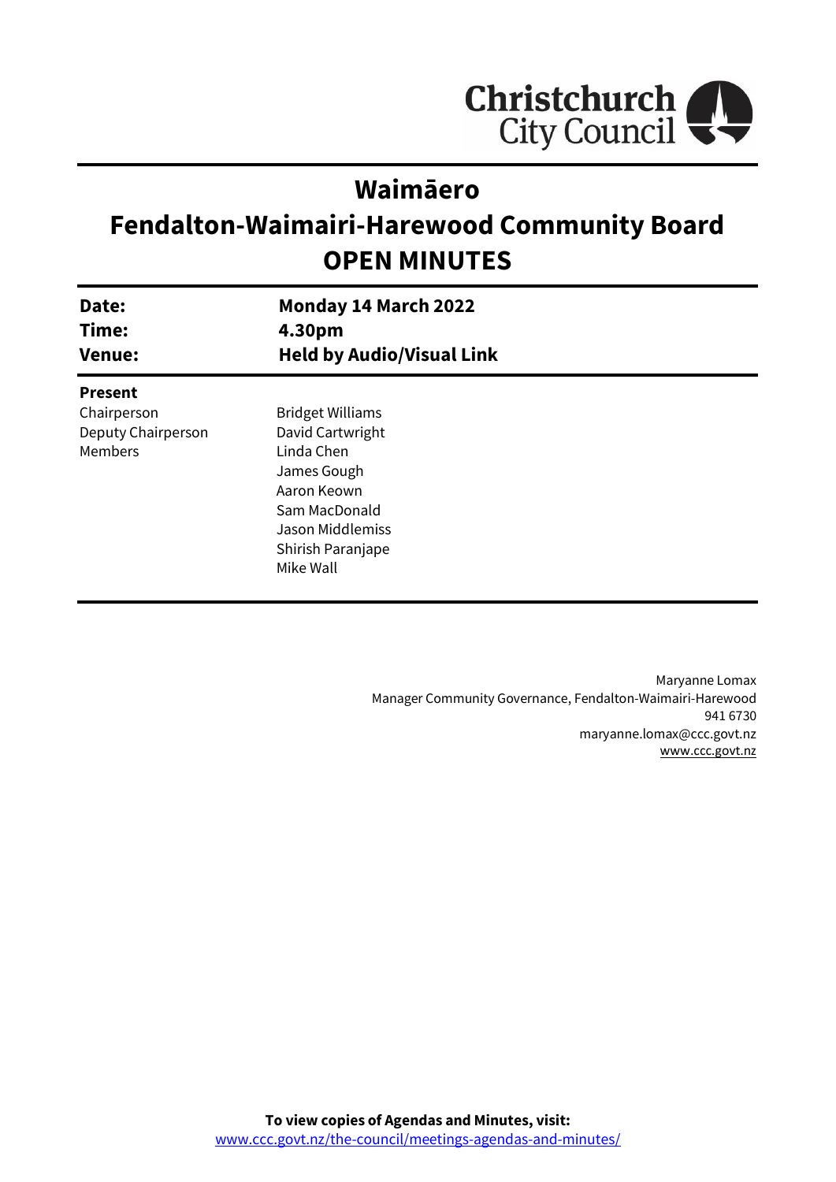# Waimāero

# Fendalton-Waimairi-Harewood Community Board

# OPEN MINUTES

| | |
|---|---|
| **Date:** | **Monday 14 March 2022** |
| **Time:** | **4.30pm** |
| **Venue:** | **Held by Audio/Visual Link** |

**Present**

| | |
|---|---|
| Chairperson | Bridget Williams |
| Deputy Chairperson | David Cartwright |
| Members | Linda Chen |
| | James Gough |
| | Aaron Keown |
| | Sam MacDonald |
| | Jason Middlemiss |
| | Shirish Paranjape |
| | Mike Wall |

Maryanne Lomax
Manager Community Governance, Fendalton-Waimairi-Harewood
941 6730
maryanne.lomax@ccc.govt.nz
www.ccc.govt.nz

**To view copies of Agendas and Minutes, visit:**
www.ccc.govt.nz/the-council/meetings-agendas-and-minutes/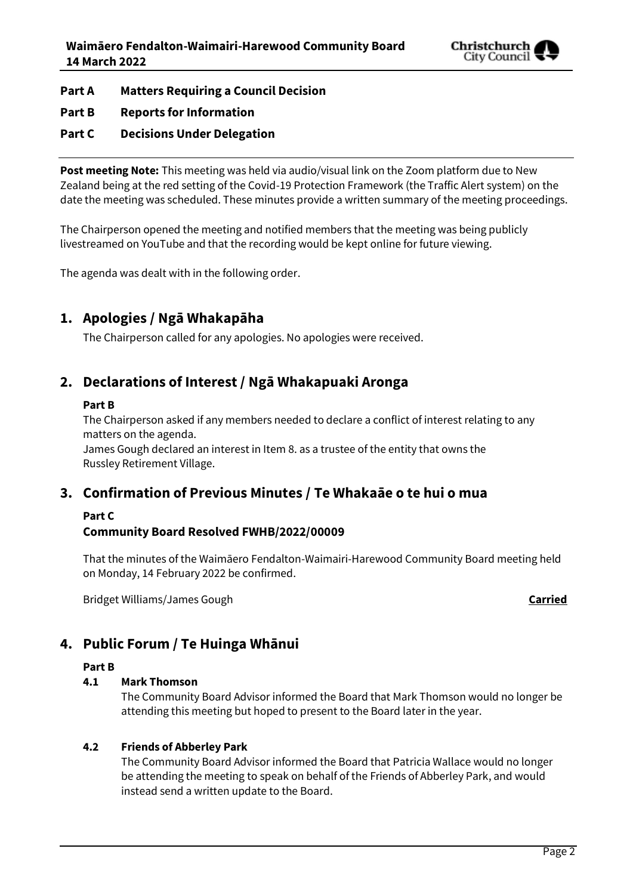**Part A Matters Requiring a Council Decision**

**Part B Reports for Information**

**Part C Decisions Under Delegation**

---

**Post meeting Note:** This meeting was held via audio/visual link on the Zoom platform due to New Zealand being at the red setting of the Covid-19 Protection Framework (the Traffic Alert system) on the date the meeting was scheduled. These minutes provide a written summary of the meeting proceedings.

The Chairperson opened the meeting and notified members that the meeting was being publicly livestreamed on YouTube and that the recording would be kept online for future viewing.

The agenda was dealt with in the following order.

## 1. Apologies / Ngā Whakapāha

The Chairperson called for any apologies. No apologies were received.

## 2. Declarations of Interest / Ngā Whakapuaki Aronga

**Part B**

The Chairperson asked if any members needed to declare a conflict of interest relating to any matters on the agenda.

James Gough declared an interest in Item 8. as a trustee of the entity that owns the Russley Retirement Village.

## 3. Confirmation of Previous Minutes / Te Whakaāe o te hui o mua

**Part C**

**Community Board Resolved FWHB/2022/00009**

That the minutes of the Waimāero Fendalton-Waimairi-Harewood Community Board meeting held on Monday, 14 February 2022 be confirmed.

Bridget Williams/James Gough **Carried**

## 4. Public Forum / Te Huinga Whānui

**Part B**

### 4.1 Mark Thomson

The Community Board Advisor informed the Board that Mark Thomson would no longer be attending this meeting but hoped to present to the Board later in the year.

### 4.2 Friends of Abberley Park

The Community Board Advisor informed the Board that Patricia Wallace would no longer be attending the meeting to speak on behalf of the Friends of Abberley Park, and would instead send a written update to the Board.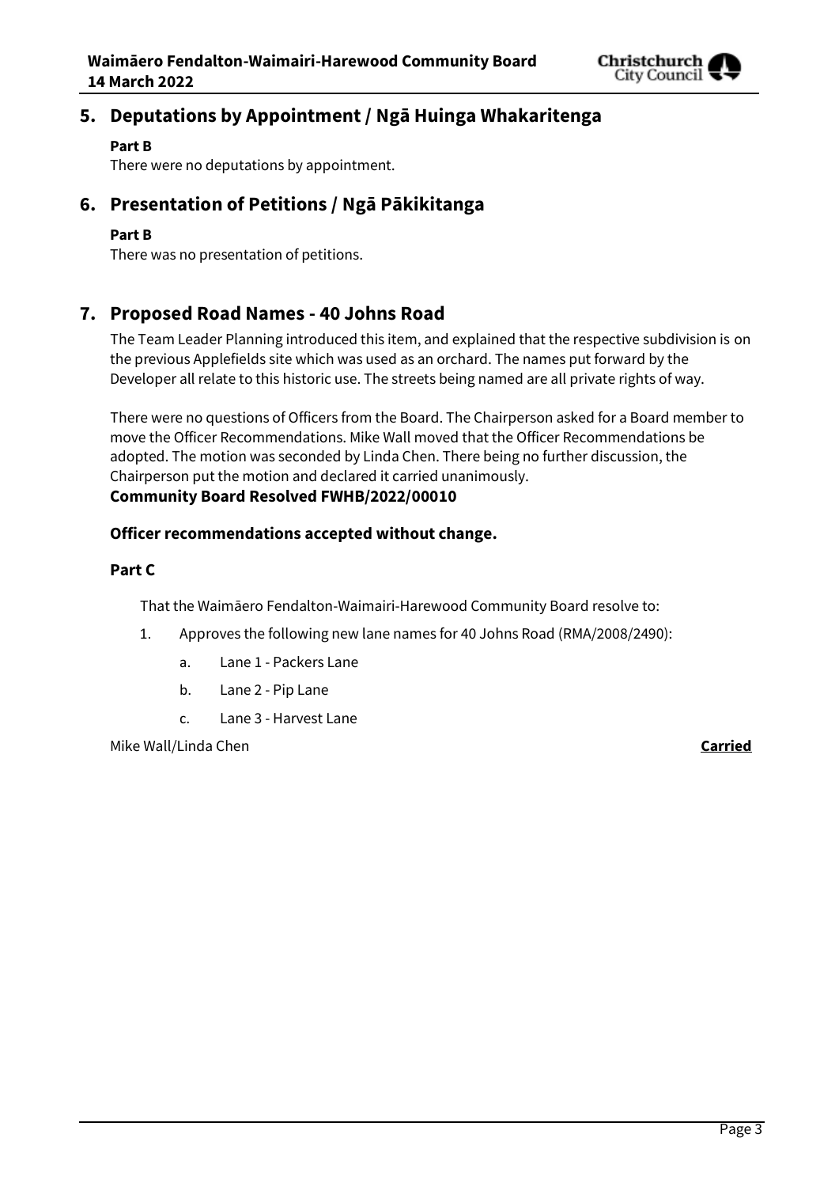## 5. Deputations by Appointment / Ngā Huinga Whakaritenga

**Part B**

There were no deputations by appointment.

## 6. Presentation of Petitions / Ngā Pākikitanga

**Part B**

There was no presentation of petitions.

## 7. Proposed Road Names - 40 Johns Road

The Team Leader Planning introduced this item, and explained that the respective subdivision is on the previous Applefields site which was used as an orchard. The names put forward by the Developer all relate to this historic use. The streets being named are all private rights of way.

There were no questions of Officers from the Board. The Chairperson asked for a Board member to move the Officer Recommendations. Mike Wall moved that the Officer Recommendations be adopted. The motion was seconded by Linda Chen. There being no further discussion, the Chairperson put the motion and declared it carried unanimously.

**Community Board Resolved FWHB/2022/00010**

**Officer recommendations accepted without change.**

**Part C**

That the Waimāero Fendalton-Waimairi-Harewood Community Board resolve to:

1. Approves the following new lane names for 40 Johns Road (RMA/2008/2490):
    a. Lane 1 - Packers Lane
    b. Lane 2 - Pip Lane
    c. Lane 3 - Harvest Lane

Mike Wall/Linda Chen **Carried**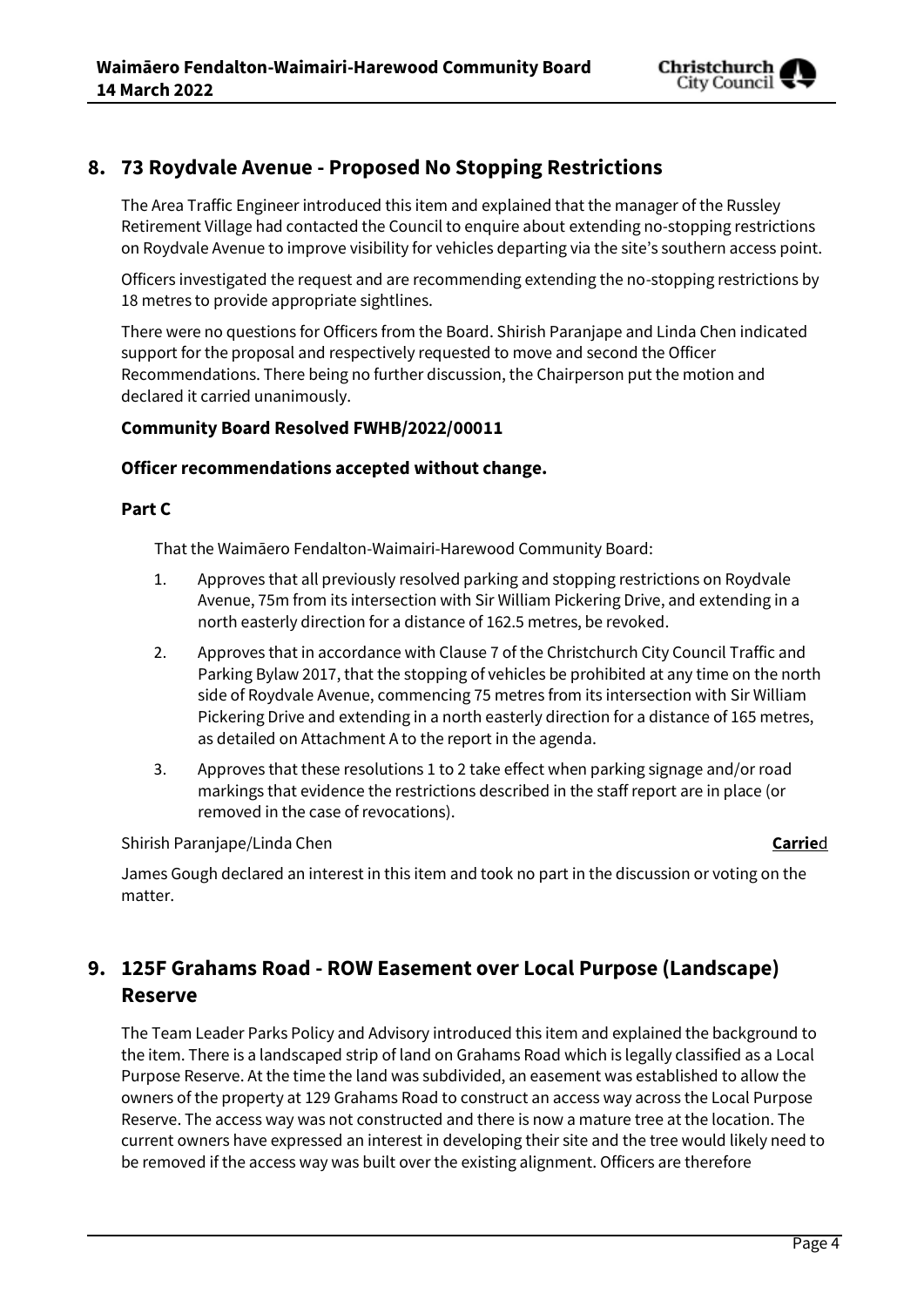## 8. 73 Roydvale Avenue - Proposed No Stopping Restrictions

The Area Traffic Engineer introduced this item and explained that the manager of the Russley Retirement Village had contacted the Council to enquire about extending no-stopping restrictions on Roydvale Avenue to improve visibility for vehicles departing via the site's southern access point.

Officers investigated the request and are recommending extending the no-stopping restrictions by 18 metres to provide appropriate sightlines.

There were no questions for Officers from the Board. Shirish Paranjape and Linda Chen indicated support for the proposal and respectively requested to move and second the Officer Recommendations. There being no further discussion, the Chairperson put the motion and declared it carried unanimously.

**Community Board Resolved FWHB/2022/00011**

**Officer recommendations accepted without change.**

**Part C**

That the Waimāero Fendalton-Waimairi-Harewood Community Board:

1. Approves that all previously resolved parking and stopping restrictions on Roydvale Avenue, 75m from its intersection with Sir William Pickering Drive, and extending in a north easterly direction for a distance of 162.5 metres, be revoked.
2. Approves that in accordance with Clause 7 of the Christchurch City Council Traffic and Parking Bylaw 2017, that the stopping of vehicles be prohibited at any time on the north side of Roydvale Avenue, commencing 75 metres from its intersection with Sir William Pickering Drive and extending in a north easterly direction for a distance of 165 metres, as detailed on Attachment A to the report in the agenda.
3. Approves that these resolutions 1 to 2 take effect when parking signage and/or road markings that evidence the restrictions described in the staff report are in place (or removed in the case of revocations).

Shirish Paranjape/Linda Chen **Carried**

James Gough declared an interest in this item and took no part in the discussion or voting on the matter.

## 9. 125F Grahams Road - ROW Easement over Local Purpose (Landscape) Reserve

The Team Leader Parks Policy and Advisory introduced this item and explained the background to the item. There is a landscaped strip of land on Grahams Road which is legally classified as a Local Purpose Reserve. At the time the land was subdivided, an easement was established to allow the owners of the property at 129 Grahams Road to construct an access way across the Local Purpose Reserve. The access way was not constructed and there is now a mature tree at the location. The current owners have expressed an interest in developing their site and the tree would likely need to be removed if the access way was built over the existing alignment. Officers are therefore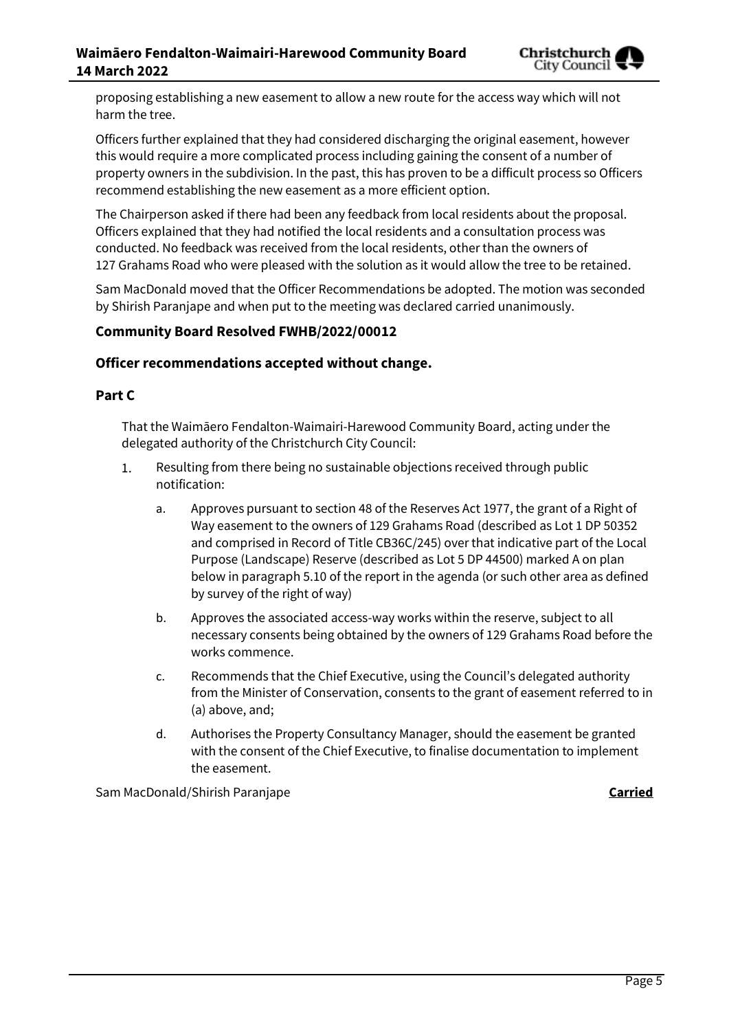proposing establishing a new easement to allow a new route for the access way which will not harm the tree.

Officers further explained that they had considered discharging the original easement, however this would require a more complicated process including gaining the consent of a number of property owners in the subdivision. In the past, this has proven to be a difficult process so Officers recommend establishing the new easement as a more efficient option.

The Chairperson asked if there had been any feedback from local residents about the proposal. Officers explained that they had notified the local residents and a consultation process was conducted. No feedback was received from the local residents, other than the owners of 127 Grahams Road who were pleased with the solution as it would allow the tree to be retained.

Sam MacDonald moved that the Officer Recommendations be adopted. The motion was seconded by Shirish Paranjape and when put to the meeting was declared carried unanimously.

### Community Board Resolved FWHB/2022/00012

### Officer recommendations accepted without change.

### Part C

That the Waimāero Fendalton-Waimairi-Harewood Community Board, acting under the delegated authority of the Christchurch City Council:

1. Resulting from there being no sustainable objections received through public notification:
    a. Approves pursuant to section 48 of the Reserves Act 1977, the grant of a Right of Way easement to the owners of 129 Grahams Road (described as Lot 1 DP 50352 and comprised in Record of Title CB36C/245) over that indicative part of the Local Purpose (Landscape) Reserve (described as Lot 5 DP 44500) marked A on plan below in paragraph 5.10 of the report in the agenda (or such other area as defined by survey of the right of way)
    b. Approves the associated access-way works within the reserve, subject to all necessary consents being obtained by the owners of 129 Grahams Road before the works commence.
    c. Recommends that the Chief Executive, using the Council's delegated authority from the Minister of Conservation, consents to the grant of easement referred to in (a) above, and;
    d. Authorises the Property Consultancy Manager, should the easement be granted with the consent of the Chief Executive, to finalise documentation to implement the easement.

Sam MacDonald/Shirish Paranjape **Carried**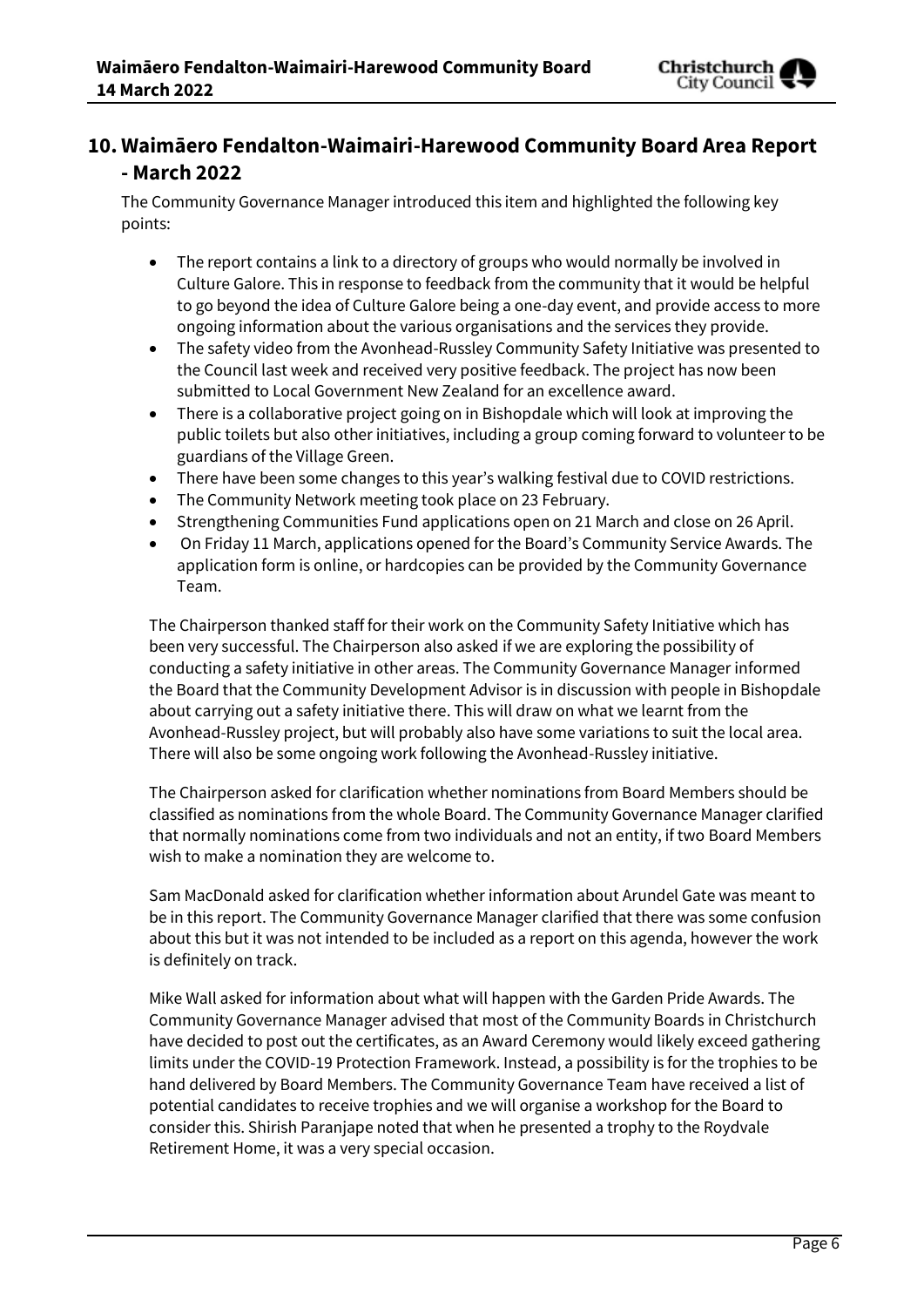## 10. Waimāero Fendalton-Waimairi-Harewood Community Board Area Report - March 2022

The Community Governance Manager introduced this item and highlighted the following key points:

- The report contains a link to a directory of groups who would normally be involved in Culture Galore. This in response to feedback from the community that it would be helpful to go beyond the idea of Culture Galore being a one-day event, and provide access to more ongoing information about the various organisations and the services they provide.
- The safety video from the Avonhead-Russley Community Safety Initiative was presented to the Council last week and received very positive feedback. The project has now been submitted to Local Government New Zealand for an excellence award.
- There is a collaborative project going on in Bishopdale which will look at improving the public toilets but also other initiatives, including a group coming forward to volunteer to be guardians of the Village Green.
- There have been some changes to this year's walking festival due to COVID restrictions.
- The Community Network meeting took place on 23 February.
- Strengthening Communities Fund applications open on 21 March and close on 26 April.
- On Friday 11 March, applications opened for the Board's Community Service Awards. The application form is online, or hardcopies can be provided by the Community Governance Team.

The Chairperson thanked staff for their work on the Community Safety Initiative which has been very successful. The Chairperson also asked if we are exploring the possibility of conducting a safety initiative in other areas. The Community Governance Manager informed the Board that the Community Development Advisor is in discussion with people in Bishopdale about carrying out a safety initiative there. This will draw on what we learnt from the Avonhead-Russley project, but will probably also have some variations to suit the local area. There will also be some ongoing work following the Avonhead-Russley initiative.

The Chairperson asked for clarification whether nominations from Board Members should be classified as nominations from the whole Board. The Community Governance Manager clarified that normally nominations come from two individuals and not an entity, if two Board Members wish to make a nomination they are welcome to.

Sam MacDonald asked for clarification whether information about Arundel Gate was meant to be in this report. The Community Governance Manager clarified that there was some confusion about this but it was not intended to be included as a report on this agenda, however the work is definitely on track.

Mike Wall asked for information about what will happen with the Garden Pride Awards. The Community Governance Manager advised that most of the Community Boards in Christchurch have decided to post out the certificates, as an Award Ceremony would likely exceed gathering limits under the COVID-19 Protection Framework. Instead, a possibility is for the trophies to be hand delivered by Board Members. The Community Governance Team have received a list of potential candidates to receive trophies and we will organise a workshop for the Board to consider this. Shirish Paranjape noted that when he presented a trophy to the Roydvale Retirement Home, it was a very special occasion.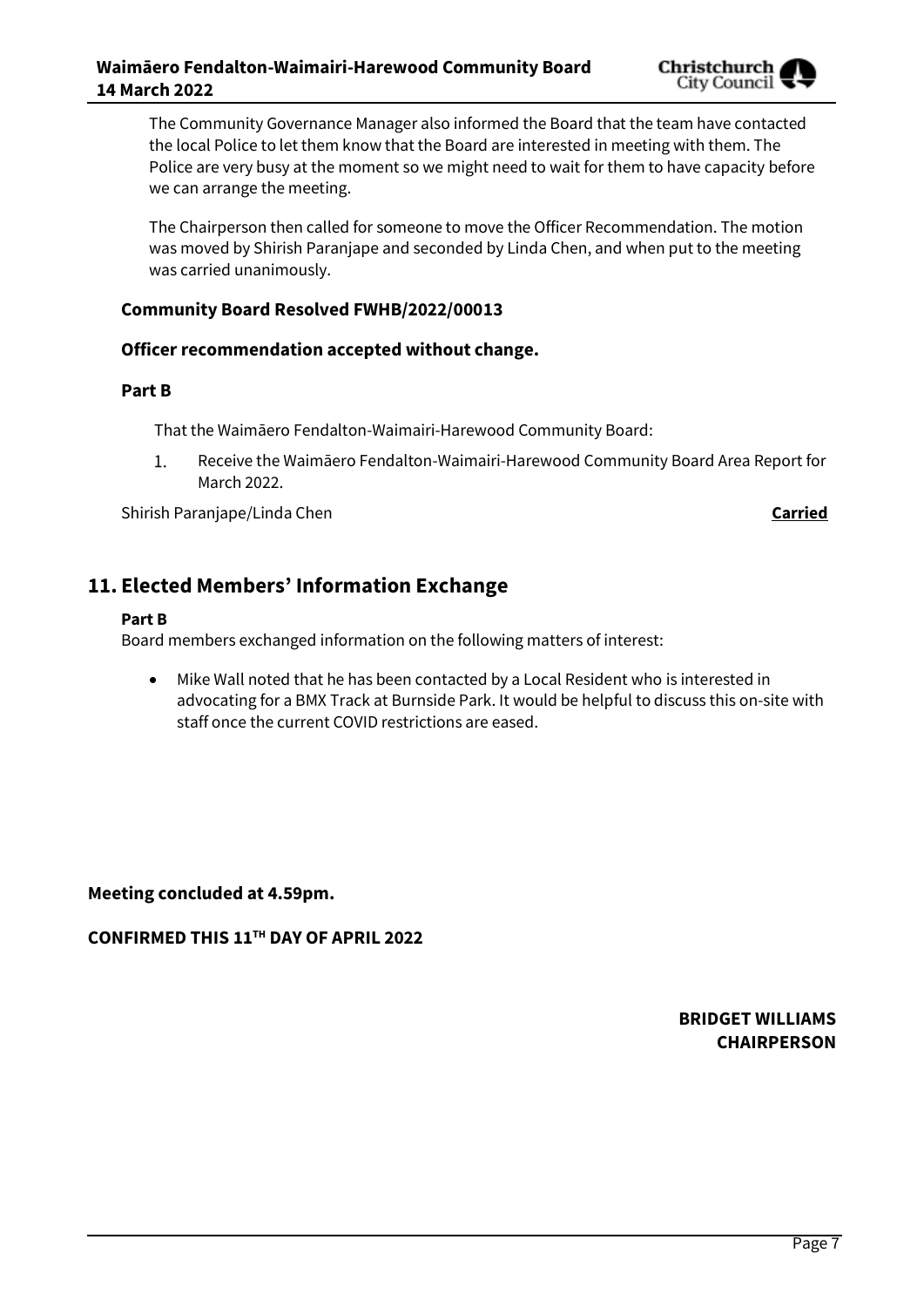The Community Governance Manager also informed the Board that the team have contacted the local Police to let them know that the Board are interested in meeting with them. The Police are very busy at the moment so we might need to wait for them to have capacity before we can arrange the meeting.

The Chairperson then called for someone to move the Officer Recommendation. The motion was moved by Shirish Paranjape and seconded by Linda Chen, and when put to the meeting was carried unanimously.

**Community Board Resolved FWHB/2022/00013**

**Officer recommendation accepted without change.**

**Part B**

That the Waimāero Fendalton-Waimairi-Harewood Community Board:

1. Receive the Waimāero Fendalton-Waimairi-Harewood Community Board Area Report for March 2022.

Shirish Paranjape/Linda Chen **Carried**

## 11. Elected Members' Information Exchange

**Part B**

Board members exchanged information on the following matters of interest:

- Mike Wall noted that he has been contacted by a Local Resident who is interested in advocating for a BMX Track at Burnside Park. It would be helpful to discuss this on-site with staff once the current COVID restrictions are eased.

**Meeting concluded at 4.59pm.**

**CONFIRMED THIS 11TH DAY OF APRIL 2022**

**BRIDGET WILLIAMS**
**CHAIRPERSON**